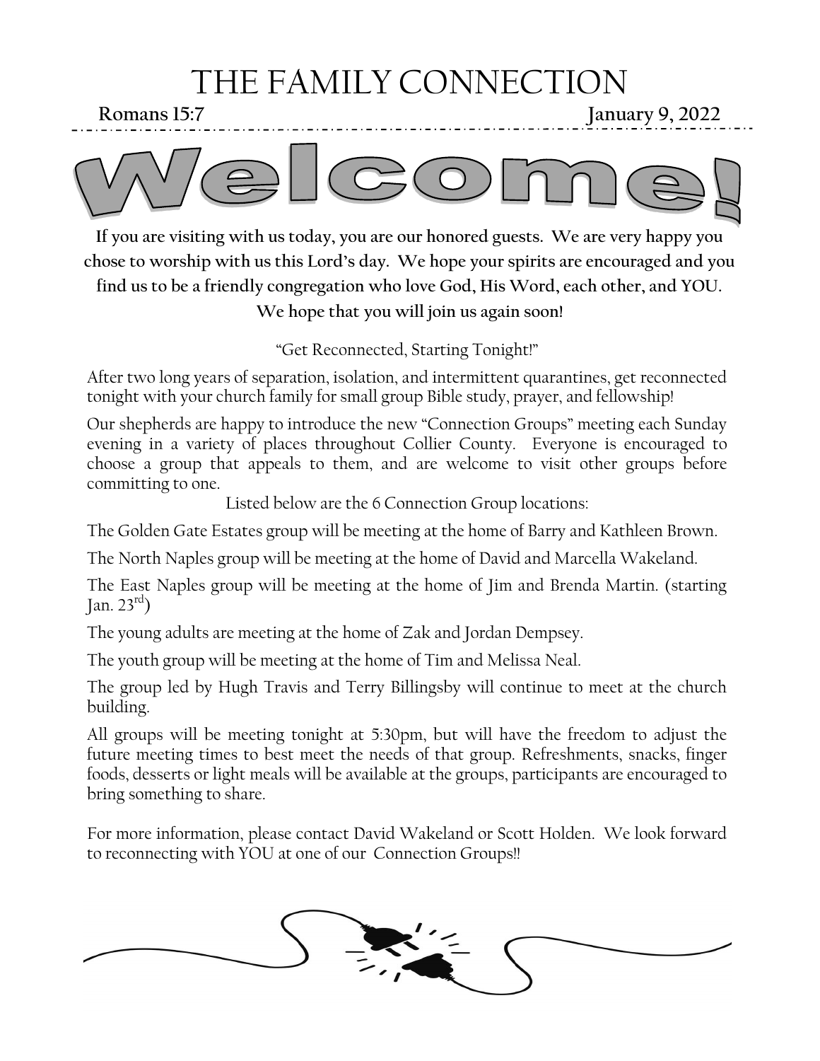# THE FAMILY CONNECTION

**Romans 15:7** **January 9, 2022**

# Welcome!

**If you are visiting with us today, you are our honored guests. We are very happy you chose to worship with us this Lord's day. We hope your spirits are encouraged and you find us to be a friendly congregation who love God, His Word, each other, and YOU. We hope that you will join us again soon!**

"Get Reconnected, Starting Tonight!"

After two long years of separation, isolation, and intermittent quarantines, get reconnected tonight with your church family for small group Bible study, prayer, and fellowship!

Our shepherds are happy to introduce the new "Connection Groups" meeting each Sunday evening in a variety of places throughout Collier County. Everyone is encouraged to choose a group that appeals to them, and are welcome to visit other groups before committing to one.

Listed below are the 6 Connection Group locations:

The Golden Gate Estates group will be meeting at the home of Barry and Kathleen Brown.

The North Naples group will be meeting at the home of David and Marcella Wakeland.

The East Naples group will be meeting at the home of Jim and Brenda Martin. (starting Jan. 23rd)

The young adults are meeting at the home of Zak and Jordan Dempsey.

The youth group will be meeting at the home of Tim and Melissa Neal.

The group led by Hugh Travis and Terry Billingsby will continue to meet at the church building.

All groups will be meeting tonight at 5:30pm, but will have the freedom to adjust the future meeting times to best meet the needs of that group. Refreshments, snacks, finger foods, desserts or light meals will be available at the groups, participants are encouraged to bring something to share.

For more information, please contact David Wakeland or Scott Holden. We look forward to reconnecting with YOU at one of our Connection Groups!!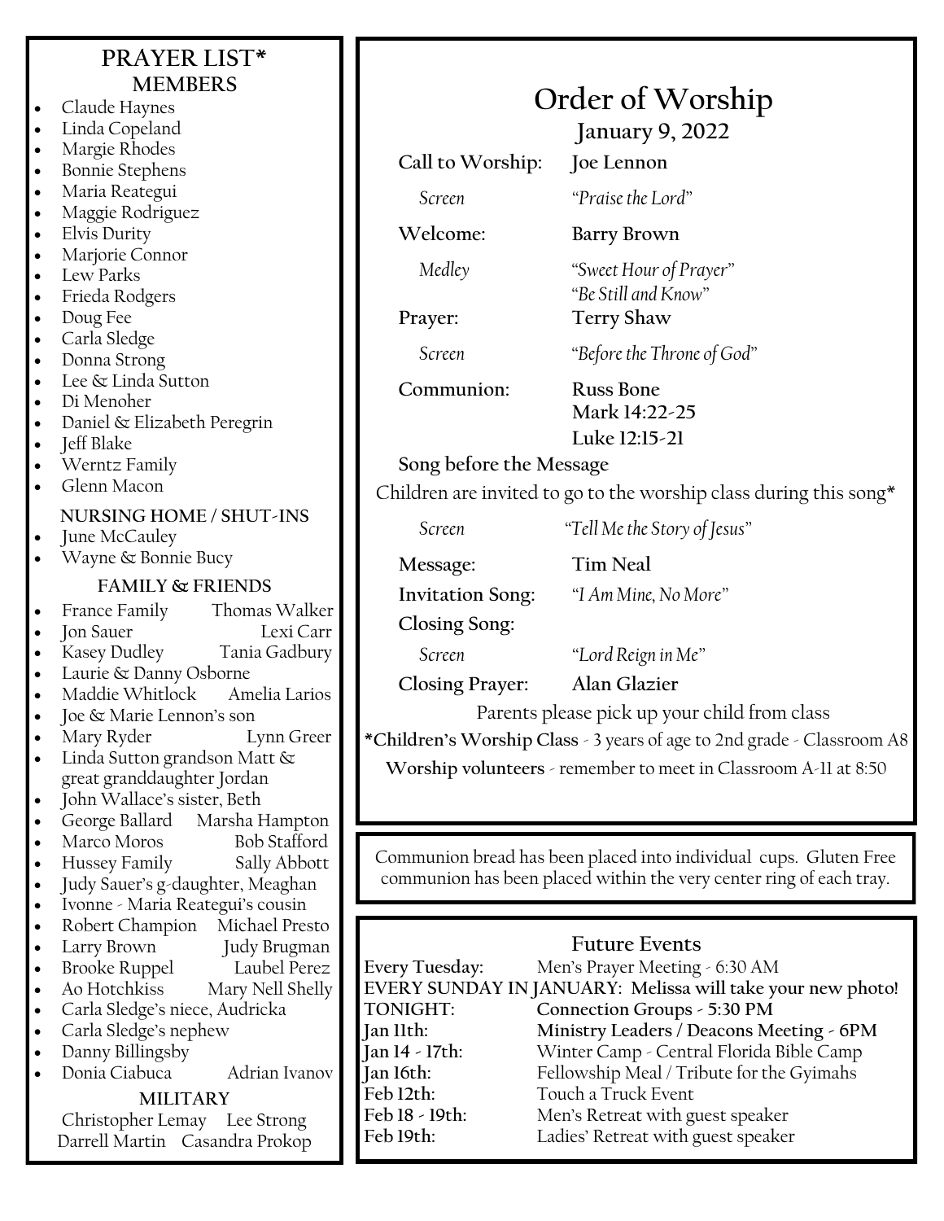# PRAYER LIST*

### MEMBERS

- Claude Haynes
- Linda Copeland
- Margie Rhodes
- Bonnie Stephens
- Maria Reategui
- Maggie Rodriguez
- Elvis Durity
- Marjorie Connor
- Lew Parks
- Frieda Rodgers
- Doug Fee
- Carla Sledge
- Donna Strong
- Lee & Linda Sutton
- Di Menoher
- Daniel & Elizabeth Peregrin
- Jeff Blake
- Werntz Family
- Glenn Macon

### NURSING HOME / SHUT-INS

- June McCauley
- Wayne & Bonnie Bucy

### FAMILY & FRIENDS

- France Family — Thomas Walker
- Jon Sauer — Lexi Carr
- Kasey Dudley — Tania Gadbury
- Laurie & Danny Osborne
- Maddie Whitlock — Amelia Larios
- Joe & Marie Lennon's son
- Mary Ryder — Lynn Greer
- Linda Sutton grandson Matt & great granddaughter Jordan
- John Wallace's sister, Beth
- George Ballard — Marsha Hampton
- Marco Moros — Bob Stafford
- Hussey Family — Sally Abbott
- Judy Sauer's g-daughter, Meaghan
- Ivonne - Maria Reategui's cousin
- Robert Champion — Michael Presto
- Larry Brown — Judy Brugman
- Brooke Ruppel — Laubel Perez
- Ao Hotchkiss — Mary Nell Shelly
- Carla Sledge's niece, Audricka
- Carla Sledge's nephew
- Danny Billingsby
- Donia Ciabuca — Adrian Ivanov

### MILITARY

Christopher Lemay    Lee Strong
Darrell Martin    Casandra Prokop

# Order of Worship

## January 9, 2022

**Call to Worship:** **Joe Lennon**

*Screen* — *"Praise the Lord"*

**Welcome:** **Barry Brown**

*Medley* — *"Sweet Hour of Prayer"*
*"Be Still and Know"*

**Prayer:** **Terry Shaw**

*Screen* — *"Before the Throne of God"*

**Communion:** **Russ Bone**
**Mark 14:22-25**
**Luke 12:15-21**

**Song before the Message**

Children are invited to go to the worship class during this song*

*Screen* — *"Tell Me the Story of Jesus"*

**Message:** **Tim Neal**

**Invitation Song:** *"I Am Mine, No More"*

**Closing Song:**

*Screen* — *"Lord Reign in Me"*

**Closing Prayer:** **Alan Glazier**

Parents please pick up your child from class

***Children's Worship Class** - 3 years of age to 2nd grade - Classroom A8

**Worship volunteers** - remember to meet in Classroom A-11 at 8:50

Communion bread has been placed into individual cups. Gluten Free communion has been placed within the very center ring of each tray.

## Future Events

**Every Tuesday:** Men's Prayer Meeting - 6:30 AM
**EVERY SUNDAY IN JANUARY: Melissa will take your new photo!**
**TONIGHT:** **Connection Groups - 5:30 PM**
**Jan 11th:** **Ministry Leaders / Deacons Meeting - 6PM**
**Jan 14 - 17th:** Winter Camp - Central Florida Bible Camp
**Jan 16th:** Fellowship Meal / Tribute for the Gyimahs
**Feb 12th:** Touch a Truck Event
**Feb 18 - 19th:** Men's Retreat with guest speaker
**Feb 19th:** Ladies' Retreat with guest speaker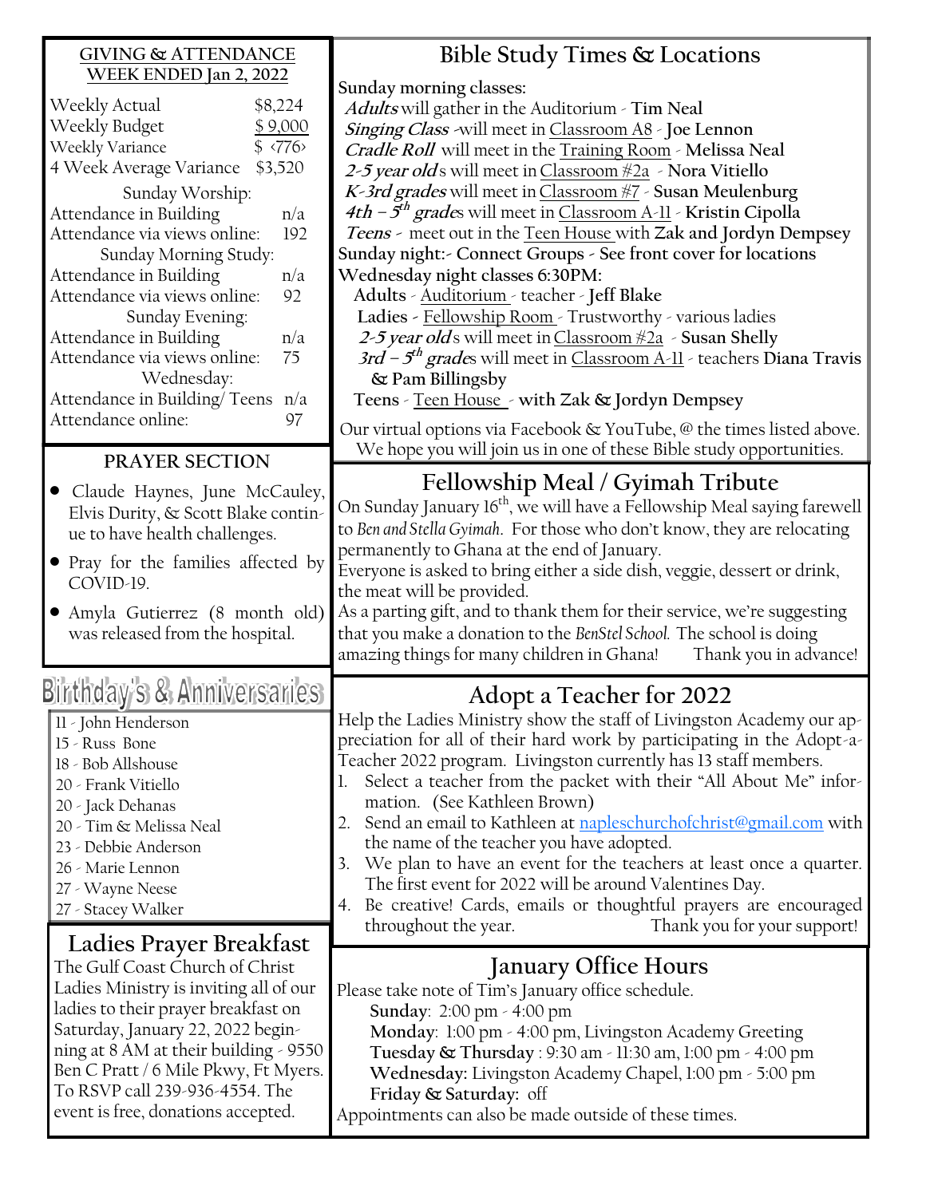## GIVING & ATTENDANCE WEEK ENDED Jan 2, 2022

| | |
|---|---|
| Weekly Actual | $8,224 |
| Weekly Budget | $ 9,000 |
| Weekly Variance | $ ‹776› |
| 4 Week Average Variance | $3,520 |
| **Sunday Worship:** | |
| Attendance in Building | n/a |
| Attendance via views online: | 192 |
| **Sunday Morning Study:** | |
| Attendance in Building | n/a |
| Attendance via views online: | 92 |
| **Sunday Evening:** | |
| Attendance in Building | n/a |
| Attendance via views online: | 75 |
| **Wednesday:** | |
| Attendance in Building/ Teens | n/a |
| Attendance online: | 97 |

## PRAYER SECTION

- Claude Haynes, June McCauley, Elvis Durity, & Scott Blake continue to have health challenges.
- Pray for the families affected by COVID-19.
- Amyla Gutierrez (8 month old) was released from the hospital.

## Birthday's & Anniversaries

11 - John Henderson
15 - Russ Bone
18 - Bob Allshouse
20 - Frank Vitiello
20 - Jack Dehanas
20 - Tim & Melissa Neal
23 - Debbie Anderson
26 - Marie Lennon
27 - Wayne Neese
27 - Stacey Walker

## Ladies Prayer Breakfast

The Gulf Coast Church of Christ Ladies Ministry is inviting all of our ladies to their prayer breakfast on Saturday, January 22, 2022 beginning at 8 AM at their building - 9550 Ben C Pratt / 6 Mile Pkwy, Ft Myers. To RSVP call 239-936-4554. The event is free, donations accepted.

## Bible Study Times & Locations

**Sunday morning classes:**

***Adults*** will gather in the Auditorium - **Tim Neal**
***Singing Class*** -will meet in Classroom A8 - **Joe Lennon**
***Cradle Roll*** will meet in the Training Room - **Melissa Neal**
***2-5 year old***s will meet in Classroom #2a - **Nora Vitiello**
***K-3rd grades*** will meet in Classroom #7 - **Susan Meulenburg**
***4th – 5th grade***s will meet in Classroom A-11 - **Kristin Cipolla**
***Teens*** - meet out in the Teen House with **Zak and Jordyn Dempsey**

**Sunday night:- Connect Groups - See front cover for locations**

**Wednesday night classes 6:30PM:**

**Adults** - Auditorium - teacher - **Jeff Blake**
**Ladies** - Fellowship Room - Trustworthy - various ladies
***2-5 year old***s will meet in Classroom #2a - **Susan Shelly**
***3rd – 5th grade***s will meet in Classroom A-11 - teachers **Diana Travis & Pam Billingsby**
**Teens** - Teen House - **with Zak & Jordyn Dempsey**

Our virtual options via Facebook & YouTube, @ the times listed above. We hope you will join us in one of these Bible study opportunities.

## Fellowship Meal / Gyimah Tribute

On Sunday January 16th, we will have a Fellowship Meal saying farewell to *Ben and Stella Gyimah*. For those who don't know, they are relocating permanently to Ghana at the end of January.

Everyone is asked to bring either a side dish, veggie, dessert or drink, the meat will be provided.

As a parting gift, and to thank them for their service, we're suggesting that you make a donation to the *BenStel School.* The school is doing amazing things for many children in Ghana! Thank you in advance!

## Adopt a Teacher for 2022

Help the Ladies Ministry show the staff of Livingston Academy our appreciation for all of their hard work by participating in the Adopt-a-Teacher 2022 program. Livingston currently has 13 staff members.

1. Select a teacher from the packet with their "All About Me" information. (See Kathleen Brown)
2. Send an email to Kathleen at naplesschurchofchrist@gmail.com with the name of the teacher you have adopted.
3. We plan to have an event for the teachers at least once a quarter. The first event for 2022 will be around Valentines Day.
4. Be creative! Cards, emails or thoughtful prayers are encouraged throughout the year. Thank you for your support!

## January Office Hours

Please take note of Tim's January office schedule.

**Sunday**: 2:00 pm - 4:00 pm
**Monday**: 1:00 pm - 4:00 pm, Livingston Academy Greeting
**Tuesday & Thursday** : 9:30 am - 11:30 am, 1:00 pm - 4:00 pm
**Wednesday:** Livingston Academy Chapel, 1:00 pm - 5:00 pm
**Friday & Saturday:** off

Appointments can also be made outside of these times.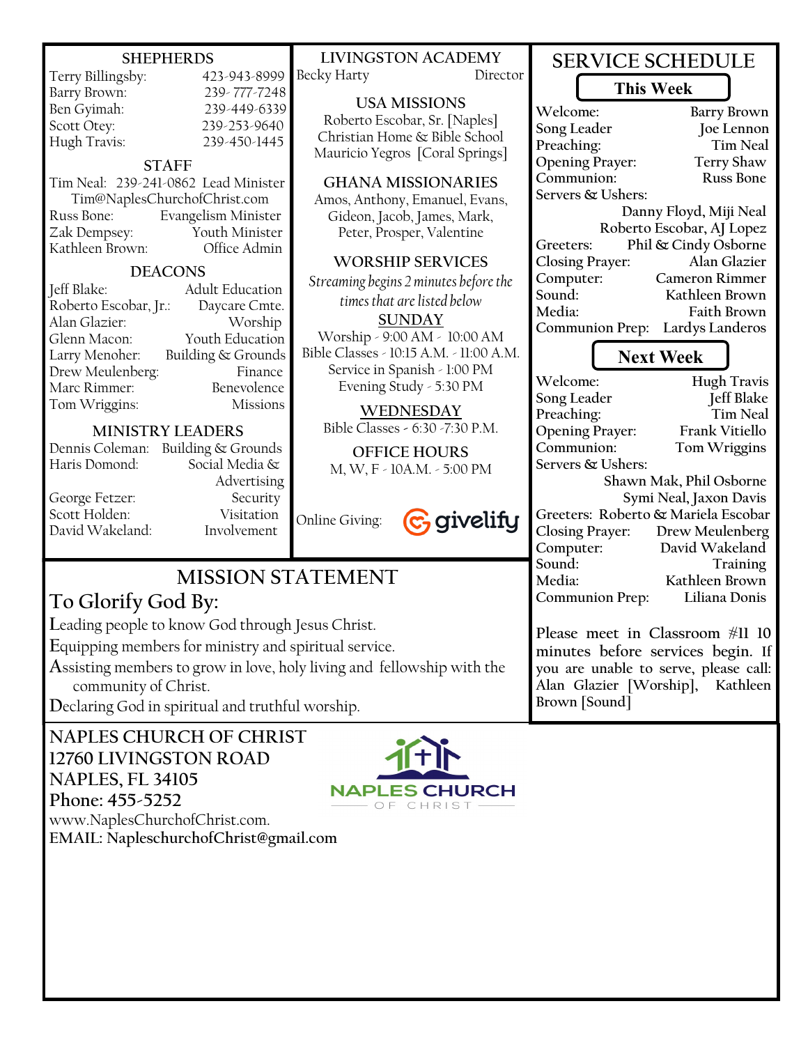## SHEPHERDS

| | |
|---|---|
| Terry Billingsby: | 423-943-8999 |
| Barry Brown: | 239- 777-7248 |
| Ben Gyimah: | 239-449-6339 |
| Scott Otey: | 239-253-9640 |
| Hugh Travis: | 239-450-1445 |

## STAFF

Tim Neal: 239-241-0862 Lead Minister
Tim@NaplesChurchofChrist.com
Russ Bone: Evangelism Minister
Zak Dempsey: Youth Minister
Kathleen Brown: Office Admin

## DEACONS

| | |
|---|---|
| Jeff Blake: | Adult Education |
| Roberto Escobar, Jr.: | Daycare Cmte. |
| Alan Glazier: | Worship |
| Glenn Macon: | Youth Education |
| Larry Menoher: | Building & Grounds |
| Drew Meulenberg: | Finance |
| Marc Rimmer: | Benevolence |
| Tom Wriggins: | Missions |

## MINISTRY LEADERS

| | |
|---|---|
| Dennis Coleman: | Building & Grounds |
| Haris Domond: | Social Media & Advertising |
| George Fetzer: | Security |
| Scott Holden: | Visitation |
| David Wakeland: | Involvement |

## LIVINGSTON ACADEMY

Becky Harty Director

## USA MISSIONS

Roberto Escobar, Sr. [Naples]
Christian Home & Bible School
Mauricio Yegros [Coral Springs]

## GHANA MISSIONARIES

Amos, Anthony, Emanuel, Evans, Gideon, Jacob, James, Mark, Peter, Prosper, Valentine

## WORSHIP SERVICES

*Streaming begins 2 minutes before the times that are listed below*

**SUNDAY**

Worship - 9:00 AM - 10:00 AM
Bible Classes - 10:15 A.M. - 11:00 A.M.
Service in Spanish - 1:00 PM
Evening Study - 5:30 PM

**WEDNESDAY**

Bible Classes - 6:30 -7:30 P.M.

## OFFICE HOURS

M, W, F - 10A.M. - 5:00 PM

Online Giving: givelify

## SERVICE SCHEDULE

### This Week

| | |
|---|---|
| Welcome: | Barry Brown |
| Song Leader | Joe Lennon |
| Preaching: | Tim Neal |
| Opening Prayer: | Terry Shaw |
| Communion: | Russ Bone |
| Servers & Ushers: | Danny Floyd, Miji Neal, Roberto Escobar, AJ Lopez |
| Greeters: | Phil & Cindy Osborne |
| Closing Prayer: | Alan Glazier |
| Computer: | Cameron Rimmer |
| Sound: | Kathleen Brown |
| Media: | Faith Brown |
| Communion Prep: | Lardys Landeros |

### Next Week

| | |
|---|---|
| Welcome: | Hugh Travis |
| Song Leader | Jeff Blake |
| Preaching: | Tim Neal |
| Opening Prayer: | Frank Vitiello |
| Communion: | Tom Wriggins |
| Servers & Ushers: | Shawn Mak, Phil Osborne, Symi Neal, Jaxon Davis |
| Greeters: | Roberto & Mariela Escobar |
| Closing Prayer: | Drew Meulenberg |
| Computer: | David Wakeland |
| Sound: | Training |
| Media: | Kathleen Brown |
| Communion Prep: | Liliana Donis |

Please meet in Classroom #11 10 minutes before services begin. If you are unable to serve, please call: Alan Glazier [Worship], Kathleen Brown [Sound]

## MISSION STATEMENT

### To Glorify God By:

Leading people to know God through Jesus Christ.
Equipping members for ministry and spiritual service.
Assisting members to grow in love, holy living and fellowship with the community of Christ.
Declaring God in spiritual and truthful worship.

**NAPLES CHURCH OF CHRIST**
**12760 LIVINGSTON ROAD**
**NAPLES, FL 34105**
**Phone: 455-5252**
www.NaplesChurchofChrist.com.
EMAIL: NapleschurchofChrist@gmail.com

NAPLES CHURCH OF CHRIST